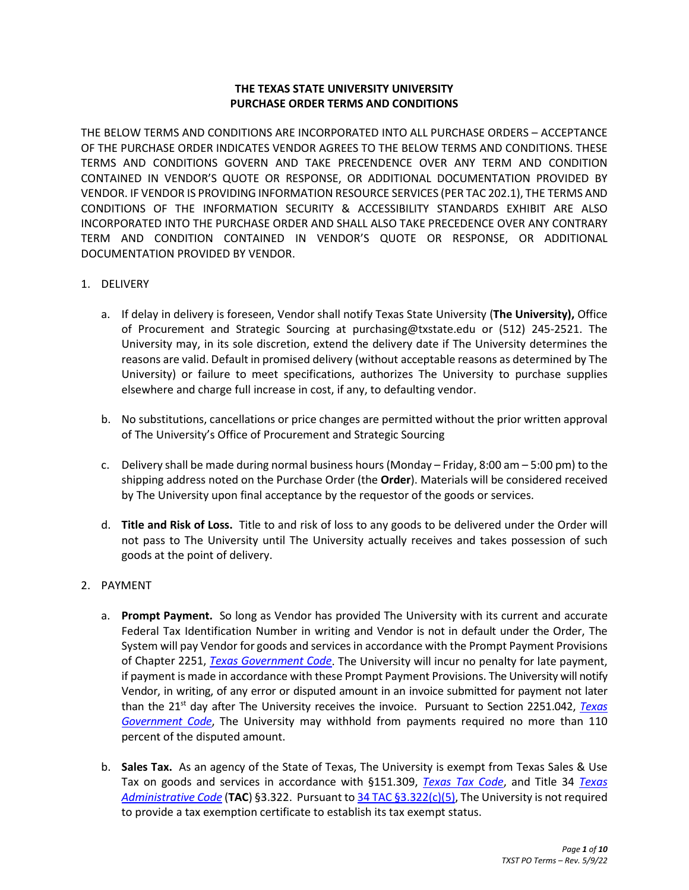# THE TEXAS STATE UNIVERSITY UNIVERSITY
# PURCHASE ORDER TERMS AND CONDITIONS

THE BELOW TERMS AND CONDITIONS ARE INCORPORATED INTO ALL PURCHASE ORDERS – ACCEPTANCE OF THE PURCHASE ORDER INDICATES VENDOR AGREES TO THE BELOW TERMS AND CONDITIONS. THESE TERMS AND CONDITIONS GOVERN AND TAKE PRECEDENCE OVER ANY TERM AND CONDITION CONTAINED IN VENDOR'S QUOTE OR RESPONSE, OR ADDITIONAL DOCUMENTATION PROVIDED BY VENDOR. IF VENDOR IS PROVIDING INFORMATION RESOURCE SERVICES (PER TAC 202.1), THE TERMS AND CONDITIONS OF THE INFORMATION SECURITY & ACCESSIBILITY STANDARDS EXHIBIT ARE ALSO INCORPORATED INTO THE PURCHASE ORDER AND SHALL ALSO TAKE PRECEDENCE OVER ANY CONTRARY TERM AND CONDITION CONTAINED IN VENDOR'S QUOTE OR RESPONSE, OR ADDITIONAL DOCUMENTATION PROVIDED BY VENDOR.

1. DELIVERY

   a. If delay in delivery is foreseen, Vendor shall notify Texas State University (**The University),** Office of Procurement and Strategic Sourcing at purchasing@txstate.edu or (512) 245-2521. The University may, in its sole discretion, extend the delivery date if The University determines the reasons are valid. Default in promised delivery (without acceptable reasons as determined by The University) or failure to meet specifications, authorizes The University to purchase supplies elsewhere and charge full increase in cost, if any, to defaulting vendor.

   b. No substitutions, cancellations or price changes are permitted without the prior written approval of The University's Office of Procurement and Strategic Sourcing

   c. Delivery shall be made during normal business hours (Monday – Friday, 8:00 am – 5:00 pm) to the shipping address noted on the Purchase Order (the **Order**). Materials will be considered received by The University upon final acceptance by the requestor of the goods or services.

   d. **Title and Risk of Loss.** Title to and risk of loss to any goods to be delivered under the Order will not pass to The University until The University actually receives and takes possession of such goods at the point of delivery.

2. PAYMENT

   a. **Prompt Payment.** So long as Vendor has provided The University with its current and accurate Federal Tax Identification Number in writing and Vendor is not in default under the Order, The System will pay Vendor for goods and services in accordance with the Prompt Payment Provisions of Chapter 2251, *Texas Government Code*. The University will incur no penalty for late payment, if payment is made in accordance with these Prompt Payment Provisions. The University will notify Vendor, in writing, of any error or disputed amount in an invoice submitted for payment not later than the 21st day after The University receives the invoice. Pursuant to Section 2251.042, *Texas Government Code*, The University may withhold from payments required no more than 110 percent of the disputed amount.

   b. **Sales Tax.** As an agency of the State of Texas, The University is exempt from Texas Sales & Use Tax on goods and services in accordance with §151.309, *Texas Tax Code*, and Title 34 *Texas Administrative Code* (**TAC**) §3.322. Pursuant to 34 TAC §3.322(c)(5), The University is not required to provide a tax exemption certificate to establish its tax exempt status.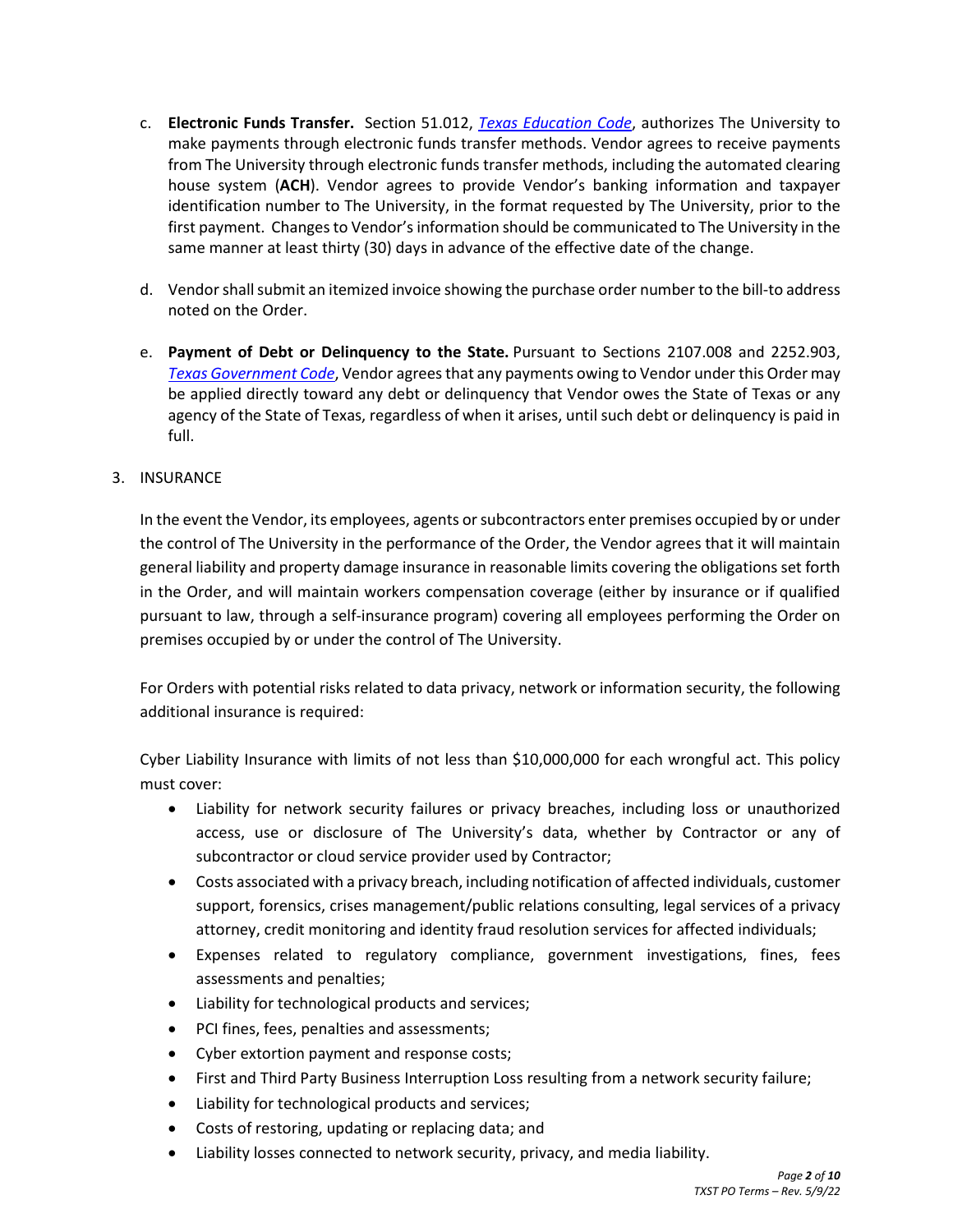c. **Electronic Funds Transfer.** Section 51.012, *[Texas Education Code](#)*, authorizes The University to make payments through electronic funds transfer methods. Vendor agrees to receive payments from The University through electronic funds transfer methods, including the automated clearing house system (**ACH**). Vendor agrees to provide Vendor's banking information and taxpayer identification number to The University, in the format requested by The University, prior to the first payment. Changes to Vendor's information should be communicated to The University in the same manner at least thirty (30) days in advance of the effective date of the change.

d. Vendor shall submit an itemized invoice showing the purchase order number to the bill-to address noted on the Order.

e. **Payment of Debt or Delinquency to the State.** Pursuant to Sections 2107.008 and 2252.903, *[Texas Government Code](#)*, Vendor agrees that any payments owing to Vendor under this Order may be applied directly toward any debt or delinquency that Vendor owes the State of Texas or any agency of the State of Texas, regardless of when it arises, until such debt or delinquency is paid in full.

3. INSURANCE

In the event the Vendor, its employees, agents or subcontractors enter premises occupied by or under the control of The University in the performance of the Order, the Vendor agrees that it will maintain general liability and property damage insurance in reasonable limits covering the obligations set forth in the Order, and will maintain workers compensation coverage (either by insurance or if qualified pursuant to law, through a self-insurance program) covering all employees performing the Order on premises occupied by or under the control of The University.

For Orders with potential risks related to data privacy, network or information security, the following additional insurance is required:

Cyber Liability Insurance with limits of not less than $10,000,000 for each wrongful act. This policy must cover:

- Liability for network security failures or privacy breaches, including loss or unauthorized access, use or disclosure of The University's data, whether by Contractor or any of subcontractor or cloud service provider used by Contractor;
- Costs associated with a privacy breach, including notification of affected individuals, customer support, forensics, crises management/public relations consulting, legal services of a privacy attorney, credit monitoring and identity fraud resolution services for affected individuals;
- Expenses related to regulatory compliance, government investigations, fines, fees assessments and penalties;
- Liability for technological products and services;
- PCI fines, fees, penalties and assessments;
- Cyber extortion payment and response costs;
- First and Third Party Business Interruption Loss resulting from a network security failure;
- Liability for technological products and services;
- Costs of restoring, updating or replacing data; and
- Liability losses connected to network security, privacy, and media liability.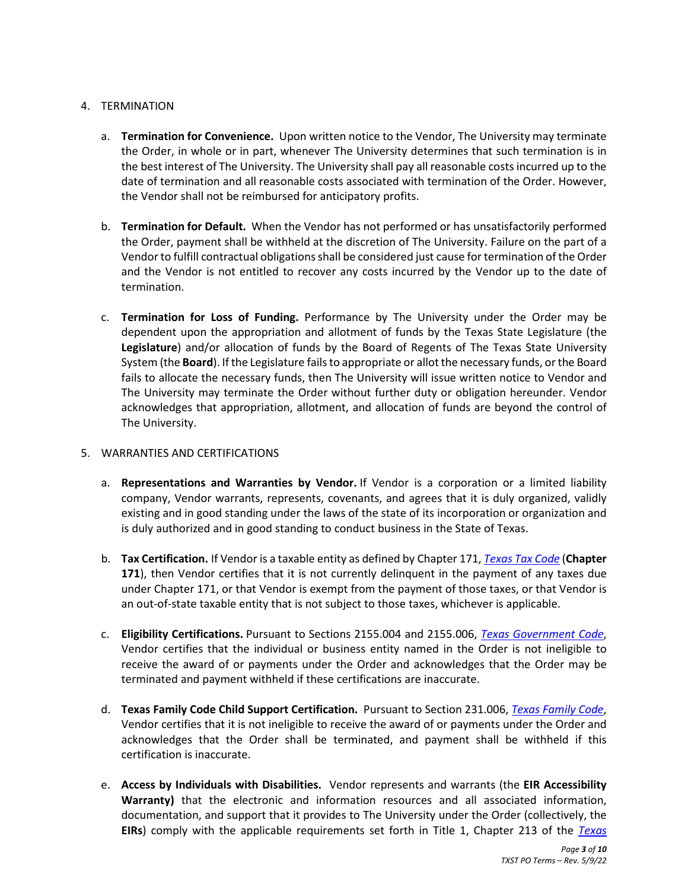4. TERMINATION

   a. **Termination for Convenience.** Upon written notice to the Vendor, The University may terminate the Order, in whole or in part, whenever The University determines that such termination is in the best interest of The University. The University shall pay all reasonable costs incurred up to the date of termination and all reasonable costs associated with termination of the Order. However, the Vendor shall not be reimbursed for anticipatory profits.

   b. **Termination for Default.** When the Vendor has not performed or has unsatisfactorily performed the Order, payment shall be withheld at the discretion of The University. Failure on the part of a Vendor to fulfill contractual obligations shall be considered just cause for termination of the Order and the Vendor is not entitled to recover any costs incurred by the Vendor up to the date of termination.

   c. **Termination for Loss of Funding.** Performance by The University under the Order may be dependent upon the appropriation and allotment of funds by the Texas State Legislature (the **Legislature**) and/or allocation of funds by the Board of Regents of The Texas State University System (the **Board**). If the Legislature fails to appropriate or allot the necessary funds, or the Board fails to allocate the necessary funds, then The University will issue written notice to Vendor and The University may terminate the Order without further duty or obligation hereunder. Vendor acknowledges that appropriation, allotment, and allocation of funds are beyond the control of The University.

5. WARRANTIES AND CERTIFICATIONS

   a. **Representations and Warranties by Vendor.** If Vendor is a corporation or a limited liability company, Vendor warrants, represents, covenants, and agrees that it is duly organized, validly existing and in good standing under the laws of the state of its incorporation or organization and is duly authorized and in good standing to conduct business in the State of Texas.

   b. **Tax Certification.** If Vendor is a taxable entity as defined by Chapter 171, *Texas Tax Code* (**Chapter 171**), then Vendor certifies that it is not currently delinquent in the payment of any taxes due under Chapter 171, or that Vendor is exempt from the payment of those taxes, or that Vendor is an out-of-state taxable entity that is not subject to those taxes, whichever is applicable.

   c. **Eligibility Certifications.** Pursuant to Sections 2155.004 and 2155.006, *Texas Government Code*, Vendor certifies that the individual or business entity named in the Order is not ineligible to receive the award of or payments under the Order and acknowledges that the Order may be terminated and payment withheld if these certifications are inaccurate.

   d. **Texas Family Code Child Support Certification.** Pursuant to Section 231.006, *Texas Family Code*, Vendor certifies that it is not ineligible to receive the award of or payments under the Order and acknowledges that the Order shall be terminated, and payment shall be withheld if this certification is inaccurate.

   e. **Access by Individuals with Disabilities.** Vendor represents and warrants (the **EIR Accessibility Warranty)** that the electronic and information resources and all associated information, documentation, and support that it provides to The University under the Order (collectively, the **EIRs**) comply with the applicable requirements set forth in Title 1, Chapter 213 of the *Texas*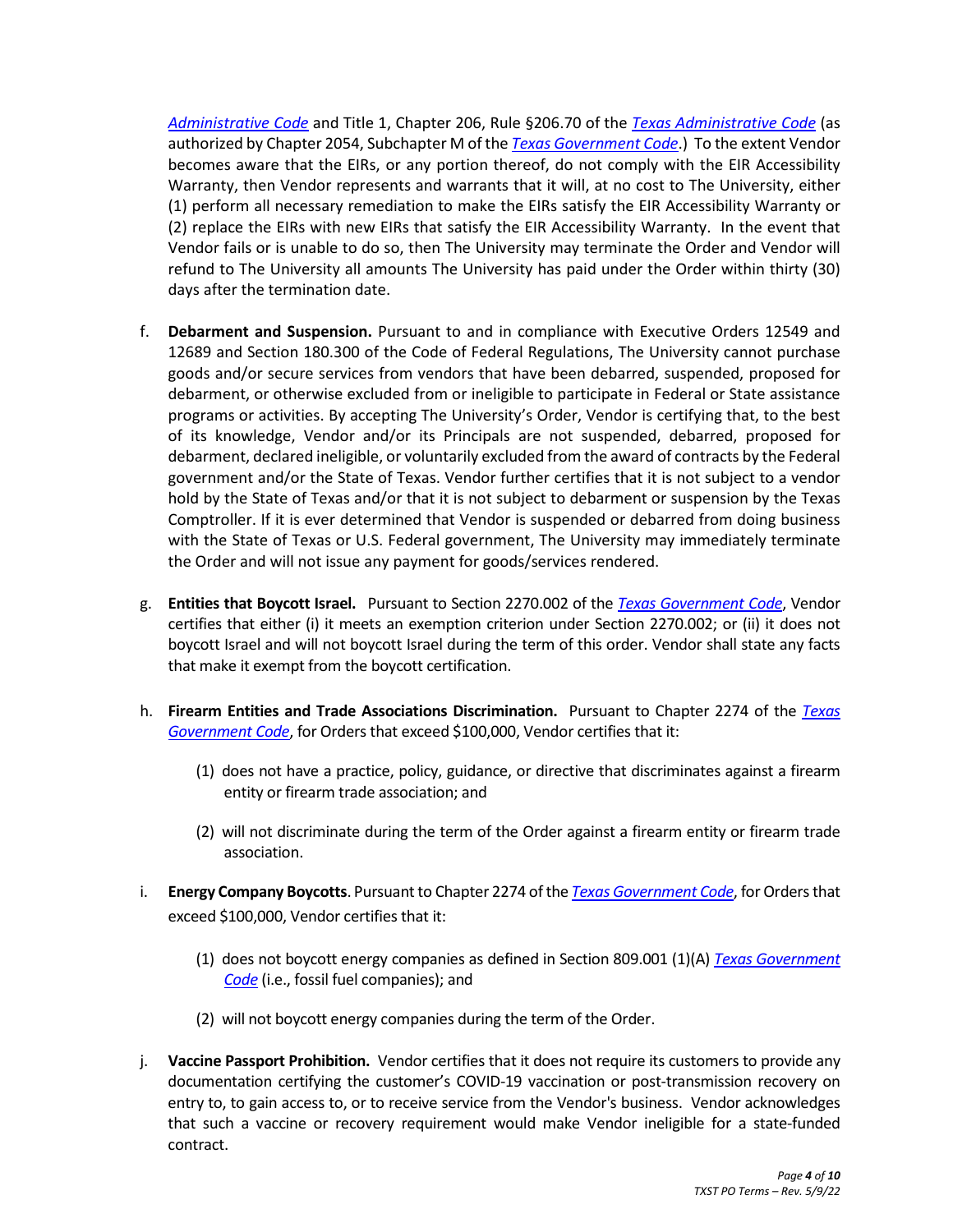*Administrative Code* and Title 1, Chapter 206, Rule §206.70 of the *Texas Administrative Code* (as authorized by Chapter 2054, Subchapter M of the *Texas Government Code*.) To the extent Vendor becomes aware that the EIRs, or any portion thereof, do not comply with the EIR Accessibility Warranty, then Vendor represents and warrants that it will, at no cost to The University, either (1) perform all necessary remediation to make the EIRs satisfy the EIR Accessibility Warranty or (2) replace the EIRs with new EIRs that satisfy the EIR Accessibility Warranty. In the event that Vendor fails or is unable to do so, then The University may terminate the Order and Vendor will refund to The University all amounts The University has paid under the Order within thirty (30) days after the termination date.

f. **Debarment and Suspension.** Pursuant to and in compliance with Executive Orders 12549 and 12689 and Section 180.300 of the Code of Federal Regulations, The University cannot purchase goods and/or secure services from vendors that have been debarred, suspended, proposed for debarment, or otherwise excluded from or ineligible to participate in Federal or State assistance programs or activities. By accepting The University's Order, Vendor is certifying that, to the best of its knowledge, Vendor and/or its Principals are not suspended, debarred, proposed for debarment, declared ineligible, or voluntarily excluded from the award of contracts by the Federal government and/or the State of Texas. Vendor further certifies that it is not subject to a vendor hold by the State of Texas and/or that it is not subject to debarment or suspension by the Texas Comptroller. If it is ever determined that Vendor is suspended or debarred from doing business with the State of Texas or U.S. Federal government, The University may immediately terminate the Order and will not issue any payment for goods/services rendered.

g. **Entities that Boycott Israel.** Pursuant to Section 2270.002 of the *Texas Government Code*, Vendor certifies that either (i) it meets an exemption criterion under Section 2270.002; or (ii) it does not boycott Israel and will not boycott Israel during the term of this order. Vendor shall state any facts that make it exempt from the boycott certification.

h. **Firearm Entities and Trade Associations Discrimination.** Pursuant to Chapter 2274 of the *Texas Government Code*, for Orders that exceed $100,000, Vendor certifies that it:

   (1) does not have a practice, policy, guidance, or directive that discriminates against a firearm entity or firearm trade association; and

   (2) will not discriminate during the term of the Order against a firearm entity or firearm trade association.

i. **Energy Company Boycotts**. Pursuant to Chapter 2274 of the *Texas Government Code*, for Orders that exceed $100,000, Vendor certifies that it:

   (1) does not boycott energy companies as defined in Section 809.001 (1)(A) *Texas Government Code* (i.e., fossil fuel companies); and

   (2) will not boycott energy companies during the term of the Order.

j. **Vaccine Passport Prohibition.** Vendor certifies that it does not require its customers to provide any documentation certifying the customer's COVID-19 vaccination or post-transmission recovery on entry to, to gain access to, or to receive service from the Vendor's business. Vendor acknowledges that such a vaccine or recovery requirement would make Vendor ineligible for a state-funded contract.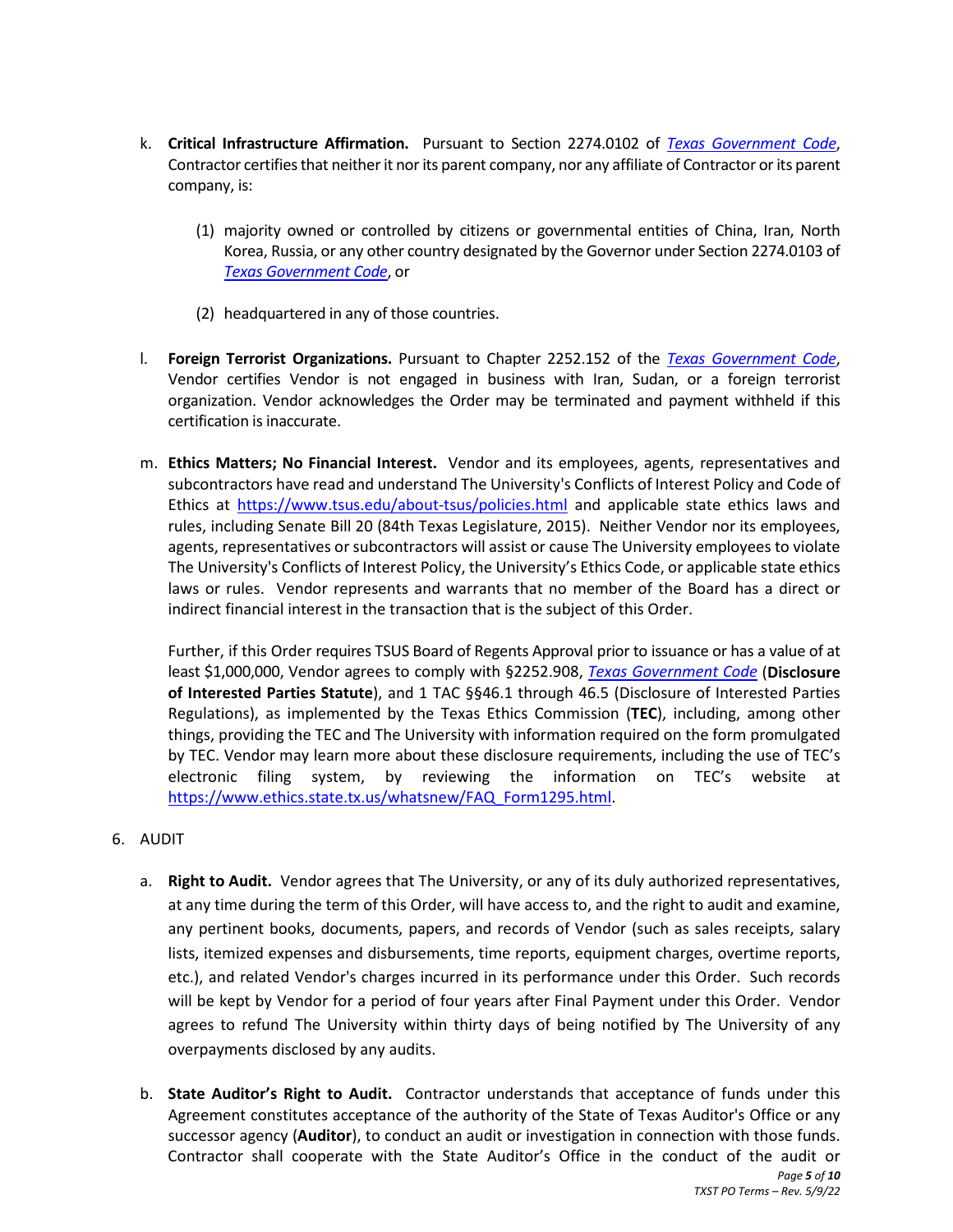k. **Critical Infrastructure Affirmation.** Pursuant to Section 2274.0102 of *Texas Government Code*, Contractor certifies that neither it nor its parent company, nor any affiliate of Contractor or its parent company, is:

   (1) majority owned or controlled by citizens or governmental entities of China, Iran, North Korea, Russia, or any other country designated by the Governor under Section 2274.0103 of *Texas Government Code*, or

   (2) headquartered in any of those countries.

l. **Foreign Terrorist Organizations.** Pursuant to Chapter 2252.152 of the *Texas Government Code*, Vendor certifies Vendor is not engaged in business with Iran, Sudan, or a foreign terrorist organization. Vendor acknowledges the Order may be terminated and payment withheld if this certification is inaccurate.

m. **Ethics Matters; No Financial Interest.** Vendor and its employees, agents, representatives and subcontractors have read and understand The University's Conflicts of Interest Policy and Code of Ethics at https://www.tsus.edu/about-tsus/policies.html and applicable state ethics laws and rules, including Senate Bill 20 (84th Texas Legislature, 2015). Neither Vendor nor its employees, agents, representatives or subcontractors will assist or cause The University employees to violate The University's Conflicts of Interest Policy, the University's Ethics Code, or applicable state ethics laws or rules. Vendor represents and warrants that no member of the Board has a direct or indirect financial interest in the transaction that is the subject of this Order.

   Further, if this Order requires TSUS Board of Regents Approval prior to issuance or has a value of at least $1,000,000, Vendor agrees to comply with §2252.908, *Texas Government Code* (**Disclosure of Interested Parties Statute**), and 1 TAC §§46.1 through 46.5 (Disclosure of Interested Parties Regulations), as implemented by the Texas Ethics Commission (**TEC**), including, among other things, providing the TEC and The University with information required on the form promulgated by TEC. Vendor may learn more about these disclosure requirements, including the use of TEC's electronic filing system, by reviewing the information on TEC's website at https://www.ethics.state.tx.us/whatsnew/FAQ_Form1295.html.

6. AUDIT

   a. **Right to Audit.** Vendor agrees that The University, or any of its duly authorized representatives, at any time during the term of this Order, will have access to, and the right to audit and examine, any pertinent books, documents, papers, and records of Vendor (such as sales receipts, salary lists, itemized expenses and disbursements, time reports, equipment charges, overtime reports, etc.), and related Vendor's charges incurred in its performance under this Order. Such records will be kept by Vendor for a period of four years after Final Payment under this Order. Vendor agrees to refund The University within thirty days of being notified by The University of any overpayments disclosed by any audits.

   b. **State Auditor's Right to Audit.** Contractor understands that acceptance of funds under this Agreement constitutes acceptance of the authority of the State of Texas Auditor's Office or any successor agency (**Auditor**), to conduct an audit or investigation in connection with those funds. Contractor shall cooperate with the State Auditor's Office in the conduct of the audit or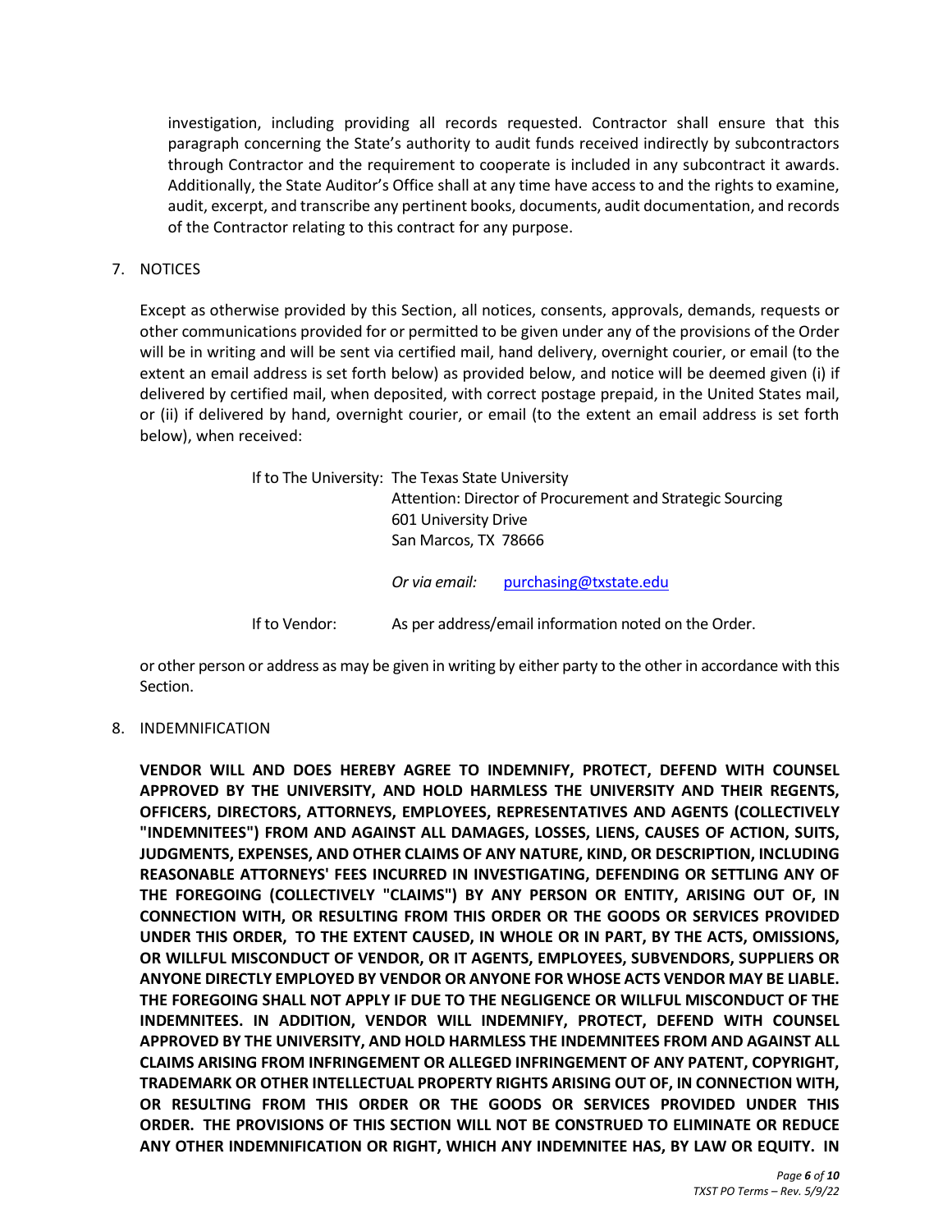investigation, including providing all records requested. Contractor shall ensure that this paragraph concerning the State's authority to audit funds received indirectly by subcontractors through Contractor and the requirement to cooperate is included in any subcontract it awards. Additionally, the State Auditor's Office shall at any time have access to and the rights to examine, audit, excerpt, and transcribe any pertinent books, documents, audit documentation, and records of the Contractor relating to this contract for any purpose.

7. NOTICES

Except as otherwise provided by this Section, all notices, consents, approvals, demands, requests or other communications provided for or permitted to be given under any of the provisions of the Order will be in writing and will be sent via certified mail, hand delivery, overnight courier, or email (to the extent an email address is set forth below) as provided below, and notice will be deemed given (i) if delivered by certified mail, when deposited, with correct postage prepaid, in the United States mail, or (ii) if delivered by hand, overnight courier, or email (to the extent an email address is set forth below), when received:

If to The University: The Texas State University
Attention: Director of Procurement and Strategic Sourcing
601 University Drive
San Marcos, TX 78666

*Or via email:* purchasing@txstate.edu

If to Vendor: As per address/email information noted on the Order.

or other person or address as may be given in writing by either party to the other in accordance with this Section.

8. INDEMNIFICATION

**VENDOR WILL AND DOES HEREBY AGREE TO INDEMNIFY, PROTECT, DEFEND WITH COUNSEL APPROVED BY THE UNIVERSITY, AND HOLD HARMLESS THE UNIVERSITY AND THEIR REGENTS, OFFICERS, DIRECTORS, ATTORNEYS, EMPLOYEES, REPRESENTATIVES AND AGENTS (COLLECTIVELY "INDEMNITEES") FROM AND AGAINST ALL DAMAGES, LOSSES, LIENS, CAUSES OF ACTION, SUITS, JUDGMENTS, EXPENSES, AND OTHER CLAIMS OF ANY NATURE, KIND, OR DESCRIPTION, INCLUDING REASONABLE ATTORNEYS' FEES INCURRED IN INVESTIGATING, DEFENDING OR SETTLING ANY OF THE FOREGOING (COLLECTIVELY "CLAIMS") BY ANY PERSON OR ENTITY, ARISING OUT OF, IN CONNECTION WITH, OR RESULTING FROM THIS ORDER OR THE GOODS OR SERVICES PROVIDED UNDER THIS ORDER, TO THE EXTENT CAUSED, IN WHOLE OR IN PART, BY THE ACTS, OMISSIONS, OR WILLFUL MISCONDUCT OF VENDOR, OR IT AGENTS, EMPLOYEES, SUBVENDORS, SUPPLIERS OR ANYONE DIRECTLY EMPLOYED BY VENDOR OR ANYONE FOR WHOSE ACTS VENDOR MAY BE LIABLE. THE FOREGOING SHALL NOT APPLY IF DUE TO THE NEGLIGENCE OR WILLFUL MISCONDUCT OF THE INDEMNITEES. IN ADDITION, VENDOR WILL INDEMNIFY, PROTECT, DEFEND WITH COUNSEL APPROVED BY THE UNIVERSITY, AND HOLD HARMLESS THE INDEMNITEES FROM AND AGAINST ALL CLAIMS ARISING FROM INFRINGEMENT OR ALLEGED INFRINGEMENT OF ANY PATENT, COPYRIGHT, TRADEMARK OR OTHER INTELLECTUAL PROPERTY RIGHTS ARISING OUT OF, IN CONNECTION WITH, OR RESULTING FROM THIS ORDER OR THE GOODS OR SERVICES PROVIDED UNDER THIS ORDER. THE PROVISIONS OF THIS SECTION WILL NOT BE CONSTRUED TO ELIMINATE OR REDUCE ANY OTHER INDEMNIFICATION OR RIGHT, WHICH ANY INDEMNITEE HAS, BY LAW OR EQUITY. IN**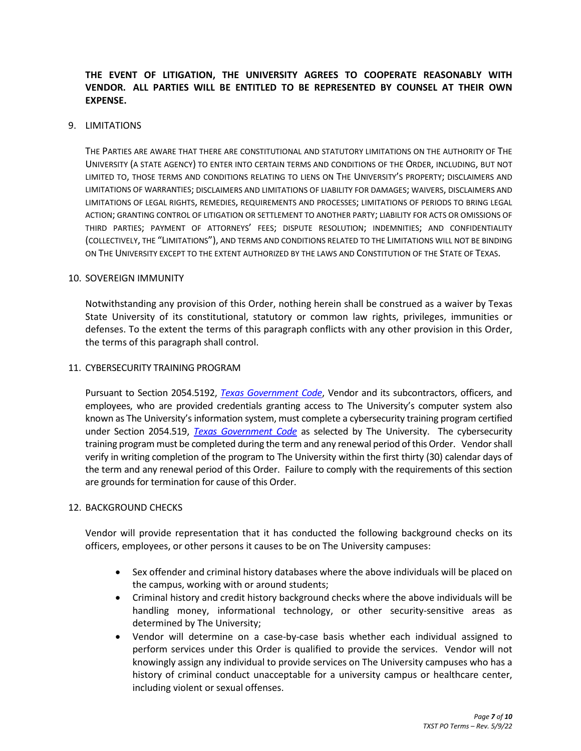**THE EVENT OF LITIGATION, THE UNIVERSITY AGREES TO COOPERATE REASONABLY WITH VENDOR. ALL PARTIES WILL BE ENTITLED TO BE REPRESENTED BY COUNSEL AT THEIR OWN EXPENSE.**

9. LIMITATIONS

THE PARTIES ARE AWARE THAT THERE ARE CONSTITUTIONAL AND STATUTORY LIMITATIONS ON THE AUTHORITY OF THE UNIVERSITY (A STATE AGENCY) TO ENTER INTO CERTAIN TERMS AND CONDITIONS OF THE ORDER, INCLUDING, BUT NOT LIMITED TO, THOSE TERMS AND CONDITIONS RELATING TO LIENS ON THE UNIVERSITY'S PROPERTY; DISCLAIMERS AND LIMITATIONS OF WARRANTIES; DISCLAIMERS AND LIMITATIONS OF LIABILITY FOR DAMAGES; WAIVERS, DISCLAIMERS AND LIMITATIONS OF LEGAL RIGHTS, REMEDIES, REQUIREMENTS AND PROCESSES; LIMITATIONS OF PERIODS TO BRING LEGAL ACTION; GRANTING CONTROL OF LITIGATION OR SETTLEMENT TO ANOTHER PARTY; LIABILITY FOR ACTS OR OMISSIONS OF THIRD PARTIES; PAYMENT OF ATTORNEYS' FEES; DISPUTE RESOLUTION; INDEMNITIES; AND CONFIDENTIALITY (COLLECTIVELY, THE "LIMITATIONS"), AND TERMS AND CONDITIONS RELATED TO THE LIMITATIONS WILL NOT BE BINDING ON THE UNIVERSITY EXCEPT TO THE EXTENT AUTHORIZED BY THE LAWS AND CONSTITUTION OF THE STATE OF TEXAS.

10. SOVEREIGN IMMUNITY

Notwithstanding any provision of this Order, nothing herein shall be construed as a waiver by Texas State University of its constitutional, statutory or common law rights, privileges, immunities or defenses. To the extent the terms of this paragraph conflicts with any other provision in this Order, the terms of this paragraph shall control.

11. CYBERSECURITY TRAINING PROGRAM

Pursuant to Section 2054.5192, *Texas Government Code*, Vendor and its subcontractors, officers, and employees, who are provided credentials granting access to The University's computer system also known as The University's information system, must complete a cybersecurity training program certified under Section 2054.519, *Texas Government Code* as selected by The University. The cybersecurity training program must be completed during the term and any renewal period of this Order. Vendor shall verify in writing completion of the program to The University within the first thirty (30) calendar days of the term and any renewal period of this Order. Failure to comply with the requirements of this section are grounds for termination for cause of this Order.

12. BACKGROUND CHECKS

Vendor will provide representation that it has conducted the following background checks on its officers, employees, or other persons it causes to be on The University campuses:

- Sex offender and criminal history databases where the above individuals will be placed on the campus, working with or around students;
- Criminal history and credit history background checks where the above individuals will be handling money, informational technology, or other security-sensitive areas as determined by The University;
- Vendor will determine on a case-by-case basis whether each individual assigned to perform services under this Order is qualified to provide the services. Vendor will not knowingly assign any individual to provide services on The University campuses who has a history of criminal conduct unacceptable for a university campus or healthcare center, including violent or sexual offenses.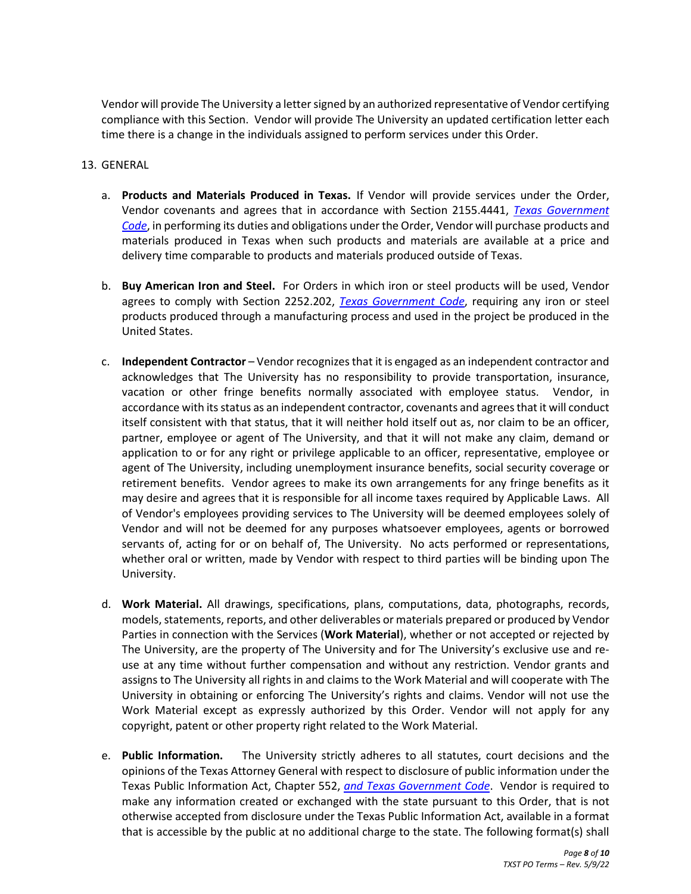Vendor will provide The University a letter signed by an authorized representative of Vendor certifying compliance with this Section. Vendor will provide The University an updated certification letter each time there is a change in the individuals assigned to perform services under this Order.

13. GENERAL

a. **Products and Materials Produced in Texas.** If Vendor will provide services under the Order, Vendor covenants and agrees that in accordance with Section 2155.4441, *Texas Government Code*, in performing its duties and obligations under the Order, Vendor will purchase products and materials produced in Texas when such products and materials are available at a price and delivery time comparable to products and materials produced outside of Texas.

b. **Buy American Iron and Steel.** For Orders in which iron or steel products will be used, Vendor agrees to comply with Section 2252.202, *Texas Government Code*, requiring any iron or steel products produced through a manufacturing process and used in the project be produced in the United States.

c. **Independent Contractor** – Vendor recognizes that it is engaged as an independent contractor and acknowledges that The University has no responsibility to provide transportation, insurance, vacation or other fringe benefits normally associated with employee status. Vendor, in accordance with its status as an independent contractor, covenants and agrees that it will conduct itself consistent with that status, that it will neither hold itself out as, nor claim to be an officer, partner, employee or agent of The University, and that it will not make any claim, demand or application to or for any right or privilege applicable to an officer, representative, employee or agent of The University, including unemployment insurance benefits, social security coverage or retirement benefits. Vendor agrees to make its own arrangements for any fringe benefits as it may desire and agrees that it is responsible for all income taxes required by Applicable Laws. All of Vendor's employees providing services to The University will be deemed employees solely of Vendor and will not be deemed for any purposes whatsoever employees, agents or borrowed servants of, acting for or on behalf of, The University. No acts performed or representations, whether oral or written, made by Vendor with respect to third parties will be binding upon The University.

d. **Work Material.** All drawings, specifications, plans, computations, data, photographs, records, models, statements, reports, and other deliverables or materials prepared or produced by Vendor Parties in connection with the Services (**Work Material**), whether or not accepted or rejected by The University, are the property of The University and for The University's exclusive use and re-use at any time without further compensation and without any restriction. Vendor grants and assigns to The University all rights in and claims to the Work Material and will cooperate with The University in obtaining or enforcing The University's rights and claims. Vendor will not use the Work Material except as expressly authorized by this Order. Vendor will not apply for any copyright, patent or other property right related to the Work Material.

e. **Public Information.** The University strictly adheres to all statutes, court decisions and the opinions of the Texas Attorney General with respect to disclosure of public information under the Texas Public Information Act, Chapter 552, *and Texas Government Code*. Vendor is required to make any information created or exchanged with the state pursuant to this Order, that is not otherwise accepted from disclosure under the Texas Public Information Act, available in a format that is accessible by the public at no additional charge to the state. The following format(s) shall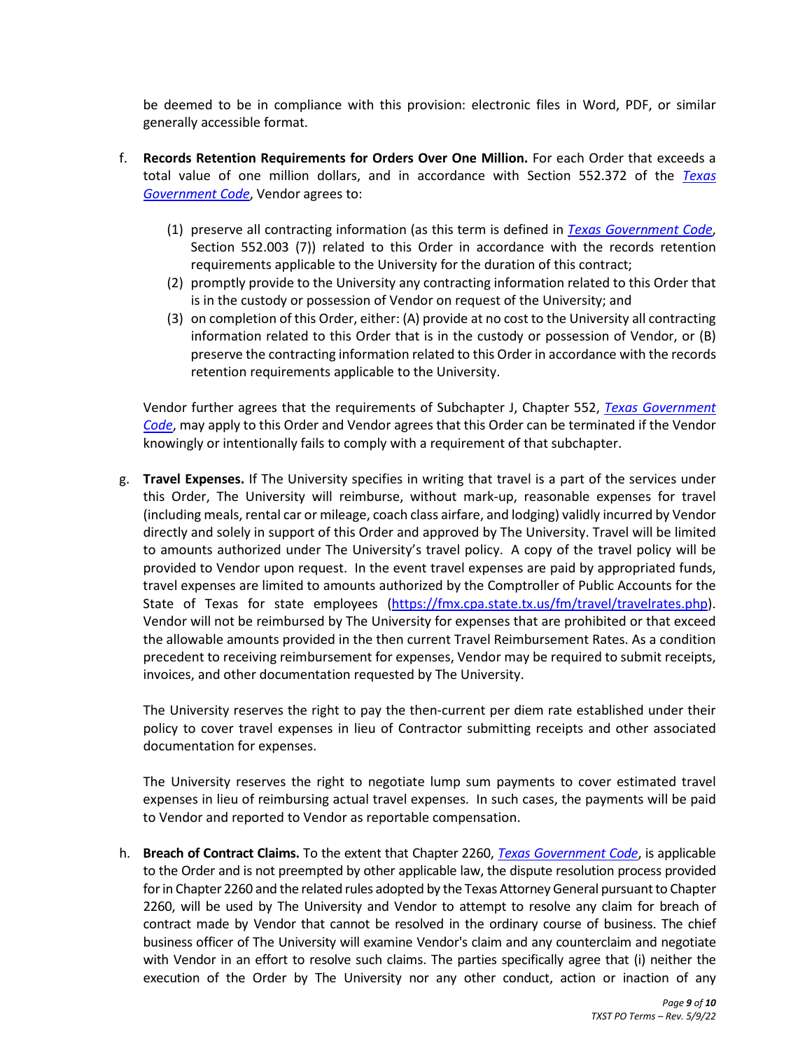be deemed to be in compliance with this provision: electronic files in Word, PDF, or similar generally accessible format.

f. **Records Retention Requirements for Orders Over One Million.** For each Order that exceeds a total value of one million dollars, and in accordance with Section 552.372 of the *Texas Government Code*, Vendor agrees to:

   (1) preserve all contracting information (as this term is defined in *Texas Government Code*, Section 552.003 (7)) related to this Order in accordance with the records retention requirements applicable to the University for the duration of this contract;
   (2) promptly provide to the University any contracting information related to this Order that is in the custody or possession of Vendor on request of the University; and
   (3) on completion of this Order, either: (A) provide at no cost to the University all contracting information related to this Order that is in the custody or possession of Vendor, or (B) preserve the contracting information related to this Order in accordance with the records retention requirements applicable to the University.

   Vendor further agrees that the requirements of Subchapter J, Chapter 552, *Texas Government Code*, may apply to this Order and Vendor agrees that this Order can be terminated if the Vendor knowingly or intentionally fails to comply with a requirement of that subchapter.

g. **Travel Expenses.** If The University specifies in writing that travel is a part of the services under this Order, The University will reimburse, without mark-up, reasonable expenses for travel (including meals, rental car or mileage, coach class airfare, and lodging) validly incurred by Vendor directly and solely in support of this Order and approved by The University. Travel will be limited to amounts authorized under The University's travel policy. A copy of the travel policy will be provided to Vendor upon request. In the event travel expenses are paid by appropriated funds, travel expenses are limited to amounts authorized by the Comptroller of Public Accounts for the State of Texas for state employees (https://fmx.cpa.state.tx.us/fm/travel/travelrates.php). Vendor will not be reimbursed by The University for expenses that are prohibited or that exceed the allowable amounts provided in the then current Travel Reimbursement Rates. As a condition precedent to receiving reimbursement for expenses, Vendor may be required to submit receipts, invoices, and other documentation requested by The University.

   The University reserves the right to pay the then-current per diem rate established under their policy to cover travel expenses in lieu of Contractor submitting receipts and other associated documentation for expenses.

   The University reserves the right to negotiate lump sum payments to cover estimated travel expenses in lieu of reimbursing actual travel expenses. In such cases, the payments will be paid to Vendor and reported to Vendor as reportable compensation.

h. **Breach of Contract Claims.** To the extent that Chapter 2260, *Texas Government Code*, is applicable to the Order and is not preempted by other applicable law, the dispute resolution process provided for in Chapter 2260 and the related rules adopted by the Texas Attorney General pursuant to Chapter 2260, will be used by The University and Vendor to attempt to resolve any claim for breach of contract made by Vendor that cannot be resolved in the ordinary course of business. The chief business officer of The University will examine Vendor's claim and any counterclaim and negotiate with Vendor in an effort to resolve such claims. The parties specifically agree that (i) neither the execution of the Order by The University nor any other conduct, action or inaction of any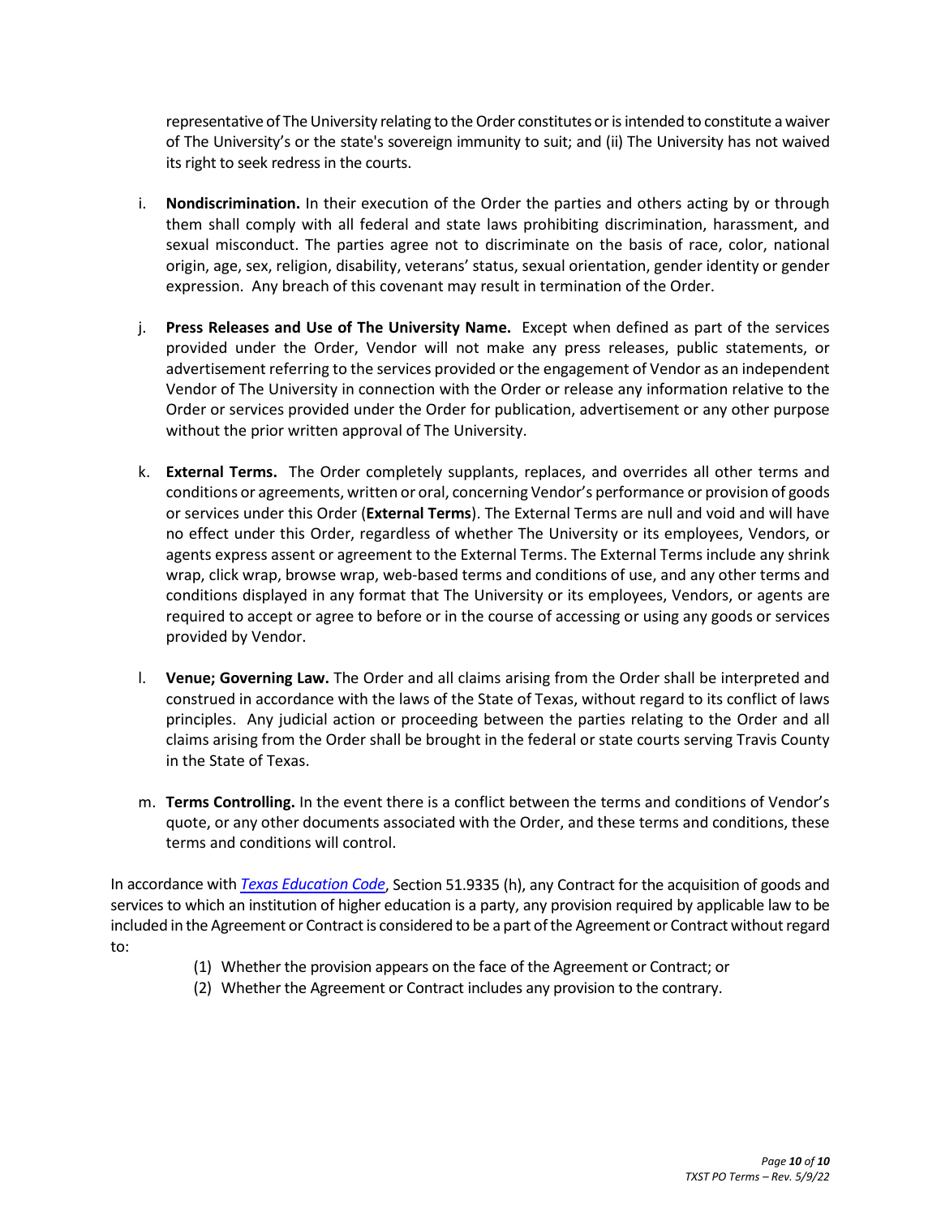representative of The University relating to the Order constitutes or is intended to constitute a waiver of The University's or the state's sovereign immunity to suit; and (ii) The University has not waived its right to seek redress in the courts.

i. **Nondiscrimination.** In their execution of the Order the parties and others acting by or through them shall comply with all federal and state laws prohibiting discrimination, harassment, and sexual misconduct. The parties agree not to discriminate on the basis of race, color, national origin, age, sex, religion, disability, veterans' status, sexual orientation, gender identity or gender expression. Any breach of this covenant may result in termination of the Order.

j. **Press Releases and Use of The University Name.** Except when defined as part of the services provided under the Order, Vendor will not make any press releases, public statements, or advertisement referring to the services provided or the engagement of Vendor as an independent Vendor of The University in connection with the Order or release any information relative to the Order or services provided under the Order for publication, advertisement or any other purpose without the prior written approval of The University.

k. **External Terms.** The Order completely supplants, replaces, and overrides all other terms and conditions or agreements, written or oral, concerning Vendor's performance or provision of goods or services under this Order (**External Terms**). The External Terms are null and void and will have no effect under this Order, regardless of whether The University or its employees, Vendors, or agents express assent or agreement to the External Terms. The External Terms include any shrink wrap, click wrap, browse wrap, web-based terms and conditions of use, and any other terms and conditions displayed in any format that The University or its employees, Vendors, or agents are required to accept or agree to before or in the course of accessing or using any goods or services provided by Vendor.

l. **Venue; Governing Law.** The Order and all claims arising from the Order shall be interpreted and construed in accordance with the laws of the State of Texas, without regard to its conflict of laws principles. Any judicial action or proceeding between the parties relating to the Order and all claims arising from the Order shall be brought in the federal or state courts serving Travis County in the State of Texas.

m. **Terms Controlling.** In the event there is a conflict between the terms and conditions of Vendor's quote, or any other documents associated with the Order, and these terms and conditions, these terms and conditions will control.

In accordance with *Texas Education Code*, Section 51.9335 (h), any Contract for the acquisition of goods and services to which an institution of higher education is a party, any provision required by applicable law to be included in the Agreement or Contract is considered to be a part of the Agreement or Contract without regard to:

(1) Whether the provision appears on the face of the Agreement or Contract; or
(2) Whether the Agreement or Contract includes any provision to the contrary.